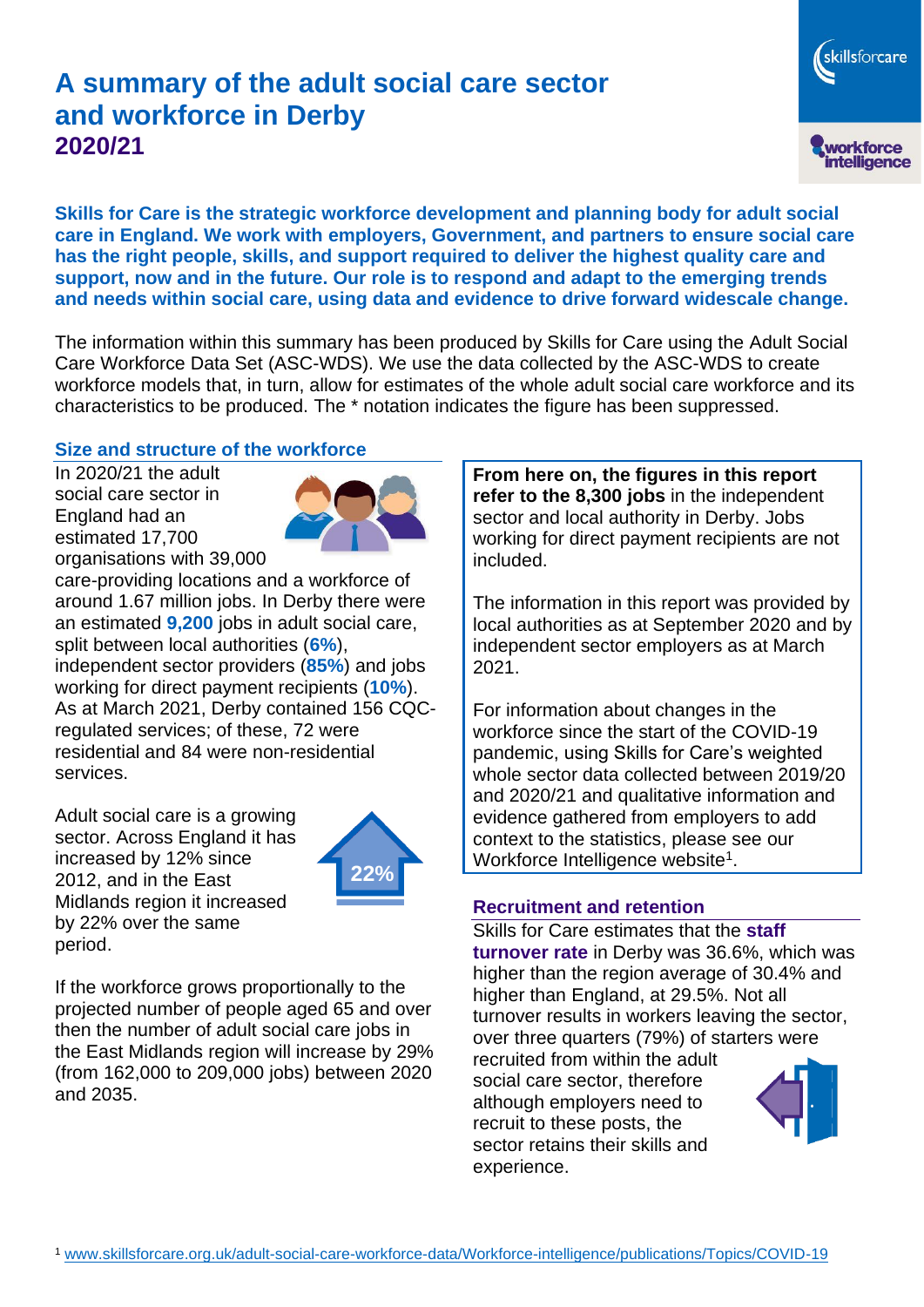# A summary of the adult social care sector and workforce in Derby
## 2020/21

**Skills for Care is the strategic workforce development and planning body for adult social care in England. We work with employers, Government, and partners to ensure social care has the right people, skills, and support required to deliver the highest quality care and support, now and in the future. Our role is to respond and adapt to the emerging trends and needs within social care, using data and evidence to drive forward widescale change.**

The information within this summary has been produced by Skills for Care using the Adult Social Care Workforce Data Set (ASC-WDS). We use the data collected by the ASC-WDS to create workforce models that, in turn, allow for estimates of the whole adult social care workforce and its characteristics to be produced. The * notation indicates the figure has been suppressed.

### Size and structure of the workforce

In 2020/21 the adult social care sector in England had an estimated 17,700 organisations with 39,000 care-providing locations and a workforce of around 1.67 million jobs. In Derby there were an estimated **9,200** jobs in adult social care, split between local authorities (**6%**), independent sector providers (**85%**) and jobs working for direct payment recipients (**10%**). As at March 2021, Derby contained 156 CQC-regulated services; of these, 72 were residential and 84 were non-residential services.

Adult social care is a growing sector. Across England it has increased by 12% since 2012, and in the East Midlands region it increased by 22% over the same period.

If the workforce grows proportionally to the projected number of people aged 65 and over then the number of adult social care jobs in the East Midlands region will increase by 29% (from 162,000 to 209,000 jobs) between 2020 and 2035.

**From here on, the figures in this report refer to the 8,300 jobs** in the independent sector and local authority in Derby. Jobs working for direct payment recipients are not included.

The information in this report was provided by local authorities as at September 2020 and by independent sector employers as at March 2021.

For information about changes in the workforce since the start of the COVID-19 pandemic, using Skills for Care's weighted whole sector data collected between 2019/20 and 2020/21 and qualitative information and evidence gathered from employers to add context to the statistics, please see our Workforce Intelligence website[1].

### Recruitment and retention

Skills for Care estimates that the **staff turnover rate** in Derby was 36.6%, which was higher than the region average of 30.4% and higher than England, at 29.5%. Not all turnover results in workers leaving the sector, over three quarters (79%) of starters were recruited from within the adult social care sector, therefore although employers need to recruit to these posts, the sector retains their skills and experience.

[1] www.skillsforcare.org.uk/adult-social-care-workforce-data/Workforce-intelligence/publications/Topics/COVID-19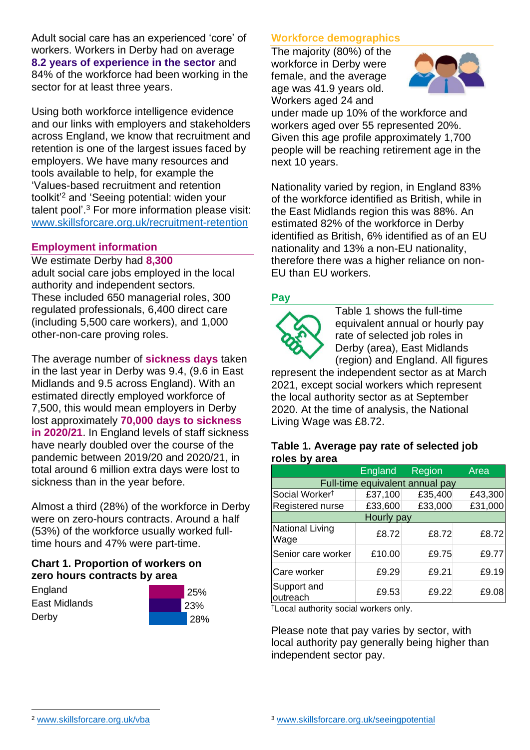Adult social care has an experienced 'core' of workers. Workers in Derby had on average **8.2 years of experience in the sector** and 84% of the workforce had been working in the sector for at least three years.

Using both workforce intelligence evidence and our links with employers and stakeholders across England, we know that recruitment and retention is one of the largest issues faced by employers. We have many resources and tools available to help, for example the 'Values-based recruitment and retention toolkit'[2] and 'Seeing potential: widen your talent pool'.[3] For more information please visit: www.skillsforcare.org.uk/recruitment-retention

## Employment information

We estimate Derby had **8,300** adult social care jobs employed in the local authority and independent sectors. These included 650 managerial roles, 300 regulated professionals, 6,400 direct care (including 5,500 care workers), and 1,000 other-non-care proving roles.

The average number of **sickness days** taken in the last year in Derby was 9.4, (9.6 in East Midlands and 9.5 across England). With an estimated directly employed workforce of 7,500, this would mean employers in Derby lost approximately **70,000 days to sickness in 2020/21**. In England levels of staff sickness have nearly doubled over the course of the pandemic between 2019/20 and 2020/21, in total around 6 million extra days were lost to sickness than in the year before.

Almost a third (28%) of the workforce in Derby were on zero-hours contracts. Around a half (53%) of the workforce usually worked full-time hours and 47% were part-time.

### Chart 1. Proportion of workers on zero hours contracts by area

| Area | Proportion |
|---|---|
| England | 25% |
| East Midlands | 23% |
| Derby | 28% |

## Workforce demographics

The majority (80%) of the workforce in Derby were female, and the average age was 41.9 years old. Workers aged 24 and under made up 10% of the workforce and workers aged over 55 represented 20%. Given this age profile approximately 1,700 people will be reaching retirement age in the next 10 years.

Nationality varied by region, in England 83% of the workforce identified as British, while in the East Midlands region this was 88%. An estimated 82% of the workforce in Derby identified as British, 6% identified as of an EU nationality and 13% a non-EU nationality, therefore there was a higher reliance on non-EU than EU workers.

## Pay

Table 1 shows the full-time equivalent annual or hourly pay rate of selected job roles in Derby (area), East Midlands (region) and England. All figures represent the independent sector as at March 2021, except social workers which represent the local authority sector as at September 2020. At the time of analysis, the National Living Wage was £8.72.

### Table 1. Average pay rate of selected job roles by area

| | England | Region | Area |
|---|---|---|---|
| **Full-time equivalent annual pay** | | | |
| Social Worker† | £37,100 | £35,400 | £43,300 |
| Registered nurse | £33,600 | £33,000 | £31,000 |
| **Hourly pay** | | | |
| National Living Wage | £8.72 | £8.72 | £8.72 |
| Senior care worker | £10.00 | £9.75 | £9.77 |
| Care worker | £9.29 | £9.21 | £9.19 |
| Support and outreach | £9.53 | £9.22 | £9.08 |

†Local authority social workers only.

Please note that pay varies by sector, with local authority pay generally being higher than independent sector pay.

[2] www.skillsforcare.org.uk/vba

[3] www.skillsforcare.org.uk/seeingpotential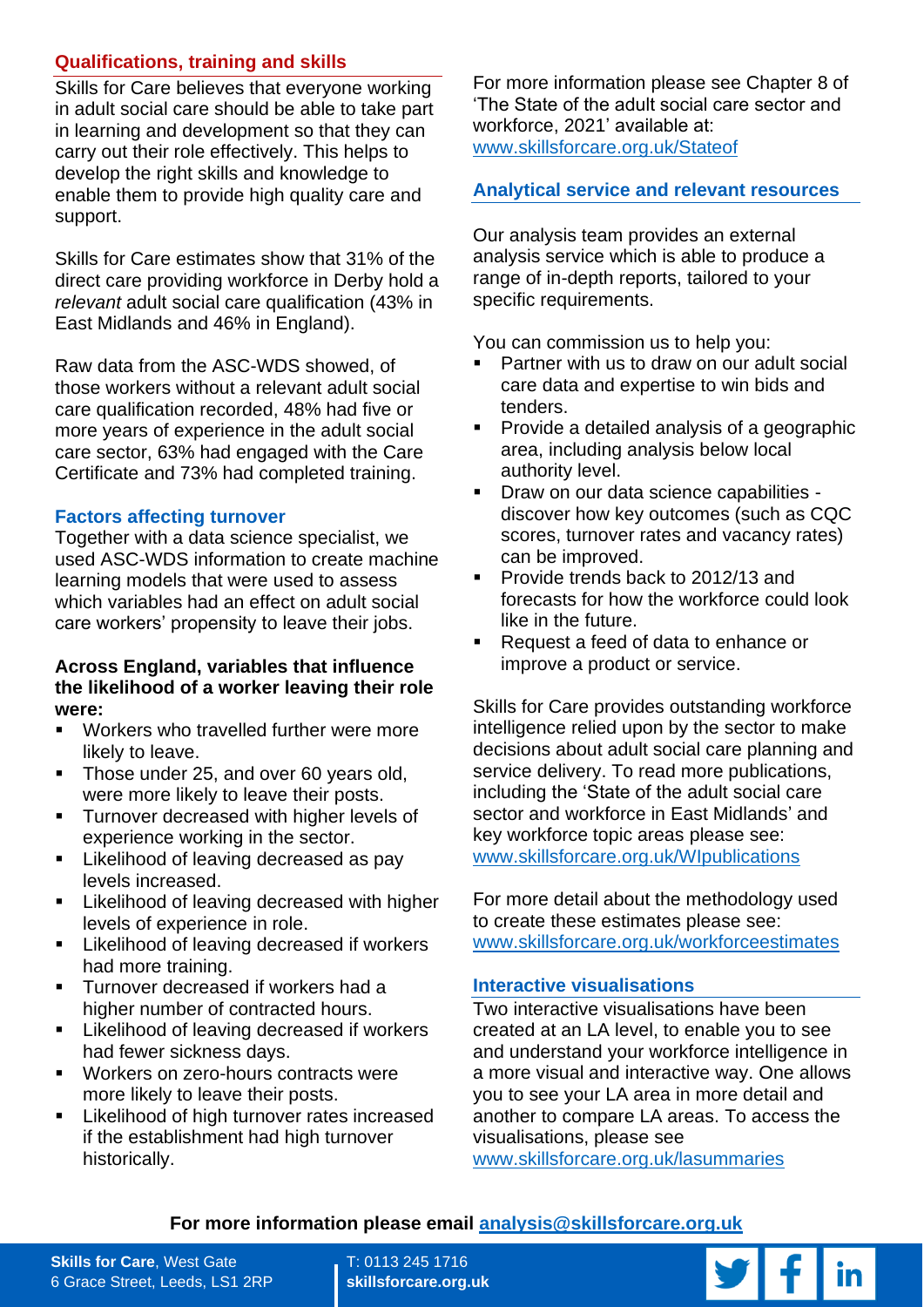## Qualifications, training and skills

Skills for Care believes that everyone working in adult social care should be able to take part in learning and development so that they can carry out their role effectively. This helps to develop the right skills and knowledge to enable them to provide high quality care and support.

Skills for Care estimates show that 31% of the direct care providing workforce in Derby hold a *relevant* adult social care qualification (43% in East Midlands and 46% in England).

Raw data from the ASC-WDS showed, of those workers without a relevant adult social care qualification recorded, 48% had five or more years of experience in the adult social care sector, 63% had engaged with the Care Certificate and 73% had completed training.

## Factors affecting turnover

Together with a data science specialist, we used ASC-WDS information to create machine learning models that were used to assess which variables had an effect on adult social care workers' propensity to leave their jobs.

**Across England, variables that influence the likelihood of a worker leaving their role were:**

- Workers who travelled further were more likely to leave.
- Those under 25, and over 60 years old, were more likely to leave their posts.
- Turnover decreased with higher levels of experience working in the sector.
- Likelihood of leaving decreased as pay levels increased.
- Likelihood of leaving decreased with higher levels of experience in role.
- Likelihood of leaving decreased if workers had more training.
- Turnover decreased if workers had a higher number of contracted hours.
- Likelihood of leaving decreased if workers had fewer sickness days.
- Workers on zero-hours contracts were more likely to leave their posts.
- Likelihood of high turnover rates increased if the establishment had high turnover historically.

For more information please see Chapter 8 of 'The State of the adult social care sector and workforce, 2021' available at: www.skillsforcare.org.uk/Stateof

## Analytical service and relevant resources

Our analysis team provides an external analysis service which is able to produce a range of in-depth reports, tailored to your specific requirements.

You can commission us to help you:

- Partner with us to draw on our adult social care data and expertise to win bids and tenders.
- Provide a detailed analysis of a geographic area, including analysis below local authority level.
- Draw on our data science capabilities - discover how key outcomes (such as CQC scores, turnover rates and vacancy rates) can be improved.
- Provide trends back to 2012/13 and forecasts for how the workforce could look like in the future.
- Request a feed of data to enhance or improve a product or service.

Skills for Care provides outstanding workforce intelligence relied upon by the sector to make decisions about adult social care planning and service delivery. To read more publications, including the 'State of the adult social care sector and workforce in East Midlands' and key workforce topic areas please see: www.skillsforcare.org.uk/WIpublications

For more detail about the methodology used to create these estimates please see: www.skillsforcare.org.uk/workforceestimates

## Interactive visualisations

Two interactive visualisations have been created at an LA level, to enable you to see and understand your workforce intelligence in a more visual and interactive way. One allows you to see your LA area in more detail and another to compare LA areas. To access the visualisations, please see www.skillsforcare.org.uk/lasummaries

**For more information please email analysis@skillsforcare.org.uk**

**Skills for Care**, West Gate
6 Grace Street, Leeds, LS1 2RP

T: 0113 245 1716
**skillsforcare.org.uk**